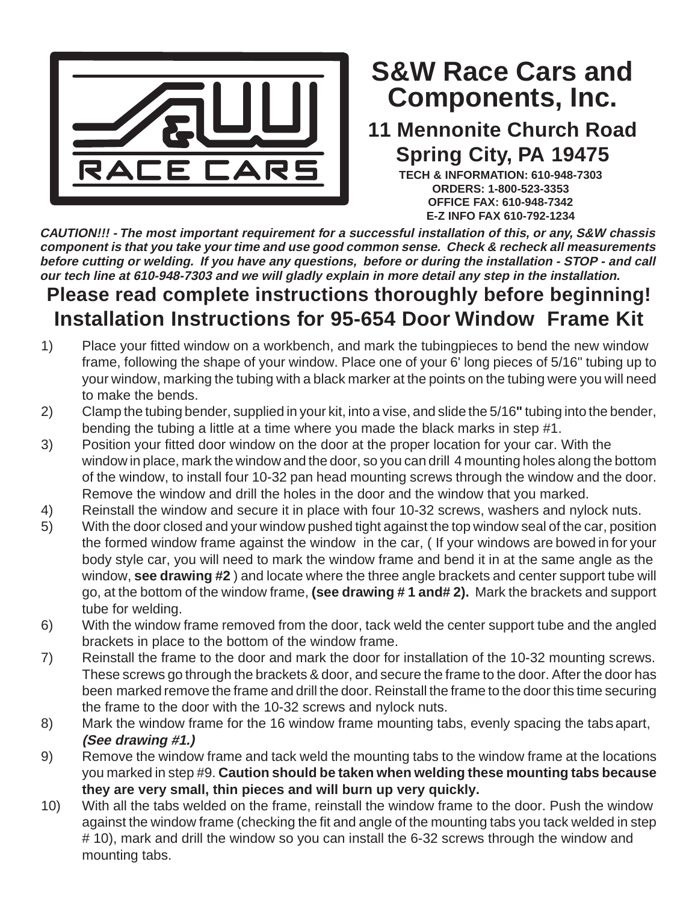# S&W Race Cars and Components, Inc.

## 11 Mennonite Church Road
## Spring City, PA 19475

**TECH & INFORMATION: 610-948-7303**
**ORDERS: 1-800-523-3353**
**OFFICE FAX: 610-948-7342**
**E-Z INFO FAX 610-792-1234**

***CAUTION!!! - The most important requirement for a successful installation of this, or any, S&W chassis component is that you take your time and use good common sense. Check & recheck all measurements before cutting or welding. If you have any questions, before or during the installation - STOP - and call our tech line at 610-948-7303 and we will gladly explain in more detail any step in the installation.***

## Please read complete instructions thoroughly before beginning!

## Installation Instructions for 95-654 Door Window Frame Kit

1) Place your fitted window on a workbench, and mark the tubingpieces to bend the new window frame, following the shape of your window. Place one of your 6' long pieces of 5/16" tubing up to your window, marking the tubing with a black marker at the points on the tubing were you will need to make the bends.
2) Clamp the tubing bender, supplied in your kit, into a vise, and slide the 5/16**"** tubing into the bender, bending the tubing a little at a time where you made the black marks in step #1.
3) Position your fitted door window on the door at the proper location for your car. With the window in place, mark the window and the door, so you can drill 4 mounting holes along the bottom of the window, to install four 10-32 pan head mounting screws through the window and the door. Remove the window and drill the holes in the door and the window that you marked.
4) Reinstall the window and secure it in place with four 10-32 screws, washers and nylock nuts.
5) With the door closed and your window pushed tight against the top window seal of the car, position the formed window frame against the window in the car, ( If your windows are bowed in for your body style car, you will need to mark the window frame and bend it in at the same angle as the window, **see drawing #2** ) and locate where the three angle brackets and center support tube will go, at the bottom of the window frame, **(see drawing # 1 and# 2).** Mark the brackets and support tube for welding.
6) With the window frame removed from the door, tack weld the center support tube and the angled brackets in place to the bottom of the window frame.
7) Reinstall the frame to the door and mark the door for installation of the 10-32 mounting screws. These screws go through the brackets & door, and secure the frame to the door. After the door has been marked remove the frame and drill the door. Reinstall the frame to the door this time securing the frame to the door with the 10-32 screws and nylock nuts.
8) Mark the window frame for the 16 window frame mounting tabs, evenly spacing the tabs apart, ***(See drawing #1.)***
9) Remove the window frame and tack weld the mounting tabs to the window frame at the locations you marked in step #9. **Caution should be taken when welding these mounting tabs because they are very small, thin pieces and will burn up very quickly.**
10) With all the tabs welded on the frame, reinstall the window frame to the door. Push the window against the window frame (checking the fit and angle of the mounting tabs you tack welded in step # 10), mark and drill the window so you can install the 6-32 screws through the window and mounting tabs.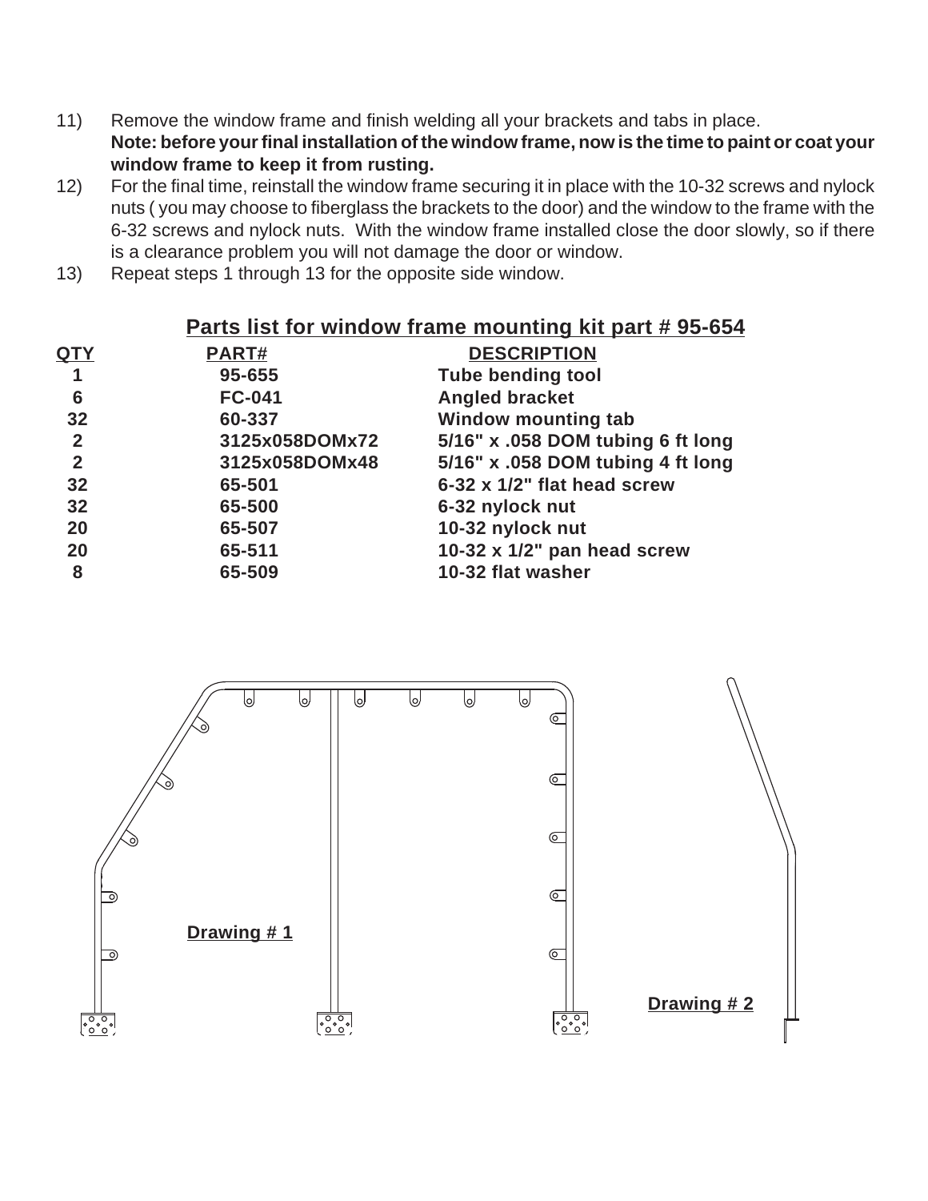11) Remove the window frame and finish welding all your brackets and tabs in place.
    **Note: before your final installation of the window frame, now is the time to paint or coat your window frame to keep it from rusting.**
12) For the final time, reinstall the window frame securing it in place with the 10-32 screws and nylock nuts ( you may choose to fiberglass the brackets to the door) and the window to the frame with the 6-32 screws and nylock nuts. With the window frame installed close the door slowly, so if there is a clearance problem you will not damage the door or window.
13) Repeat steps 1 through 13 for the opposite side window.

## Parts list for window frame mounting kit part # 95-654

| QTY | PART# | DESCRIPTION |
| --- | --- | --- |
| 1 | 95-655 | Tube bending tool |
| 6 | FC-041 | Angled bracket |
| 32 | 60-337 | Window mounting tab |
| 2 | 3125x058DOMx72 | 5/16" x .058 DOM tubing 6 ft long |
| 2 | 3125x058DOMx48 | 5/16" x .058 DOM tubing 4 ft long |
| 32 | 65-501 | 6-32 x 1/2" flat head screw |
| 32 | 65-500 | 6-32 nylock nut |
| 20 | 65-507 | 10-32 nylock nut |
| 20 | 65-511 | 10-32 x 1/2" pan head screw |
| 8 | 65-509 | 10-32 flat washer |

Drawing # 1

Drawing # 2